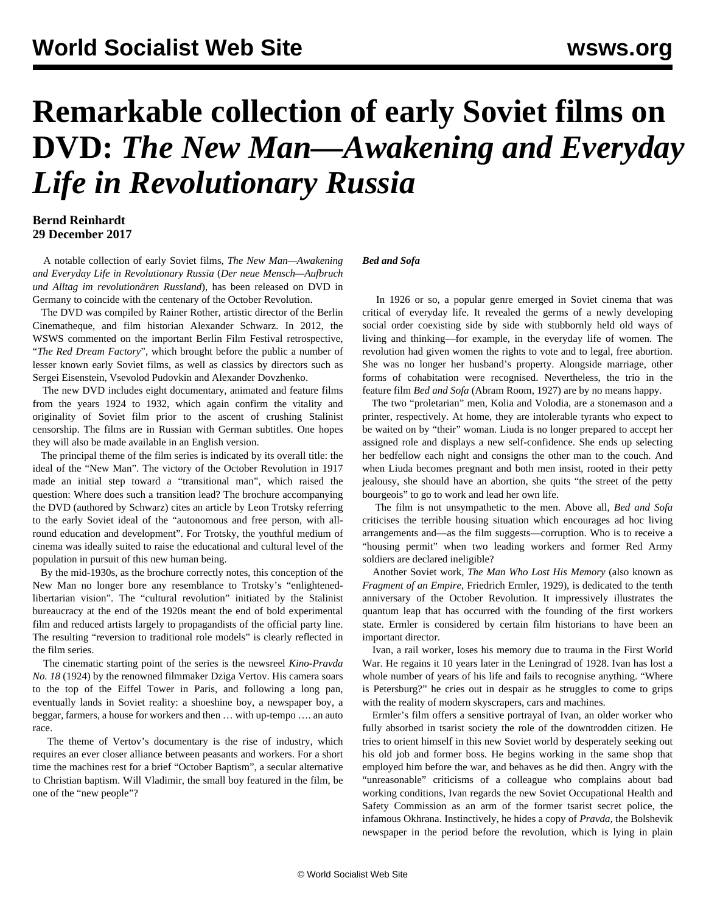# Remarkable collection of early Soviet films on DVD: *The New Man—Awakening and Everyday Life in Revolutionary Russia*

**Bernd Reinhardt**
**29 December 2017**

A notable collection of early Soviet films, *The New Man—Awakening and Everyday Life in Revolutionary Russia* (*Der neue Mensch—Aufbruch und Alltag im revolutionären Russland*), has been released on DVD in Germany to coincide with the centenary of the October Revolution.

The DVD was compiled by Rainer Rother, artistic director of the Berlin Cinematheque, and film historian Alexander Schwarz. In 2012, the WSWS commented on the important Berlin Film Festival retrospective, "*The Red Dream Factory*", which brought before the public a number of lesser known early Soviet films, as well as classics by directors such as Sergei Eisenstein, Vsevolod Pudovkin and Alexander Dovzhenko.

The new DVD includes eight documentary, animated and feature films from the years 1924 to 1932, which again confirm the vitality and originality of Soviet film prior to the ascent of crushing Stalinist censorship. The films are in Russian with German subtitles. One hopes they will also be made available in an English version.

The principal theme of the film series is indicated by its overall title: the ideal of the "New Man". The victory of the October Revolution in 1917 made an initial step toward a "transitional man", which raised the question: Where does such a transition lead? The brochure accompanying the DVD (authored by Schwarz) cites an article by Leon Trotsky referring to the early Soviet ideal of the "autonomous and free person, with all-round education and development". For Trotsky, the youthful medium of cinema was ideally suited to raise the educational and cultural level of the population in pursuit of this new human being.

By the mid-1930s, as the brochure correctly notes, this conception of the New Man no longer bore any resemblance to Trotsky's "enlightened-libertarian vision". The "cultural revolution" initiated by the Stalinist bureaucracy at the end of the 1920s meant the end of bold experimental film and reduced artists largely to propagandists of the official party line. The resulting "reversion to traditional role models" is clearly reflected in the film series.

The cinematic starting point of the series is the newsreel *Kino-Pravda No. 18* (1924) by the renowned filmmaker Dziga Vertov. His camera soars to the top of the Eiffel Tower in Paris, and following a long pan, eventually lands in Soviet reality: a shoeshine boy, a newspaper boy, a beggar, farmers, a house for workers and then … with up-tempo …. an auto race.

The theme of Vertov's documentary is the rise of industry, which requires an ever closer alliance between peasants and workers. For a short time the machines rest for a brief "October Baptism", a secular alternative to Christian baptism. Will Vladimir, the small boy featured in the film, be one of the "new people"?

***Bed and Sofa***

In 1926 or so, a popular genre emerged in Soviet cinema that was critical of everyday life. It revealed the germs of a newly developing social order coexisting side by side with stubbornly held old ways of living and thinking—for example, in the everyday life of women. The revolution had given women the rights to vote and to legal, free abortion. She was no longer her husband's property. Alongside marriage, other forms of cohabitation were recognised. Nevertheless, the trio in the feature film *Bed and Sofa* (Abram Room, 1927) are by no means happy.

The two "proletarian" men, Kolia and Volodia, are a stonemason and a printer, respectively. At home, they are intolerable tyrants who expect to be waited on by "their" woman. Liuda is no longer prepared to accept her assigned role and displays a new self-confidence. She ends up selecting her bedfellow each night and consigns the other man to the couch. And when Liuda becomes pregnant and both men insist, rooted in their petty jealousy, she should have an abortion, she quits "the street of the petty bourgeois" to go to work and lead her own life.

The film is not unsympathetic to the men. Above all, *Bed and Sofa* criticises the terrible housing situation which encourages ad hoc living arrangements and—as the film suggests—corruption. Who is to receive a "housing permit" when two leading workers and former Red Army soldiers are declared ineligible?

Another Soviet work, *The Man Who Lost His Memory* (also known as *Fragment of an Empire*, Friedrich Ermler, 1929), is dedicated to the tenth anniversary of the October Revolution. It impressively illustrates the quantum leap that has occurred with the founding of the first workers state. Ermler is considered by certain film historians to have been an important director.

Ivan, a rail worker, loses his memory due to trauma in the First World War. He regains it 10 years later in the Leningrad of 1928. Ivan has lost a whole number of years of his life and fails to recognise anything. "Where is Petersburg?" he cries out in despair as he struggles to come to grips with the reality of modern skyscrapers, cars and machines.

Ermler's film offers a sensitive portrayal of Ivan, an older worker who fully absorbed in tsarist society the role of the downtrodden citizen. He tries to orient himself in this new Soviet world by desperately seeking out his old job and former boss. He begins working in the same shop that employed him before the war, and behaves as he did then. Angry with the "unreasonable" criticisms of a colleague who complains about bad working conditions, Ivan regards the new Soviet Occupational Health and Safety Commission as an arm of the former tsarist secret police, the infamous Okhrana. Instinctively, he hides a copy of *Pravda,* the Bolshevik newspaper in the period before the revolution, which is lying in plain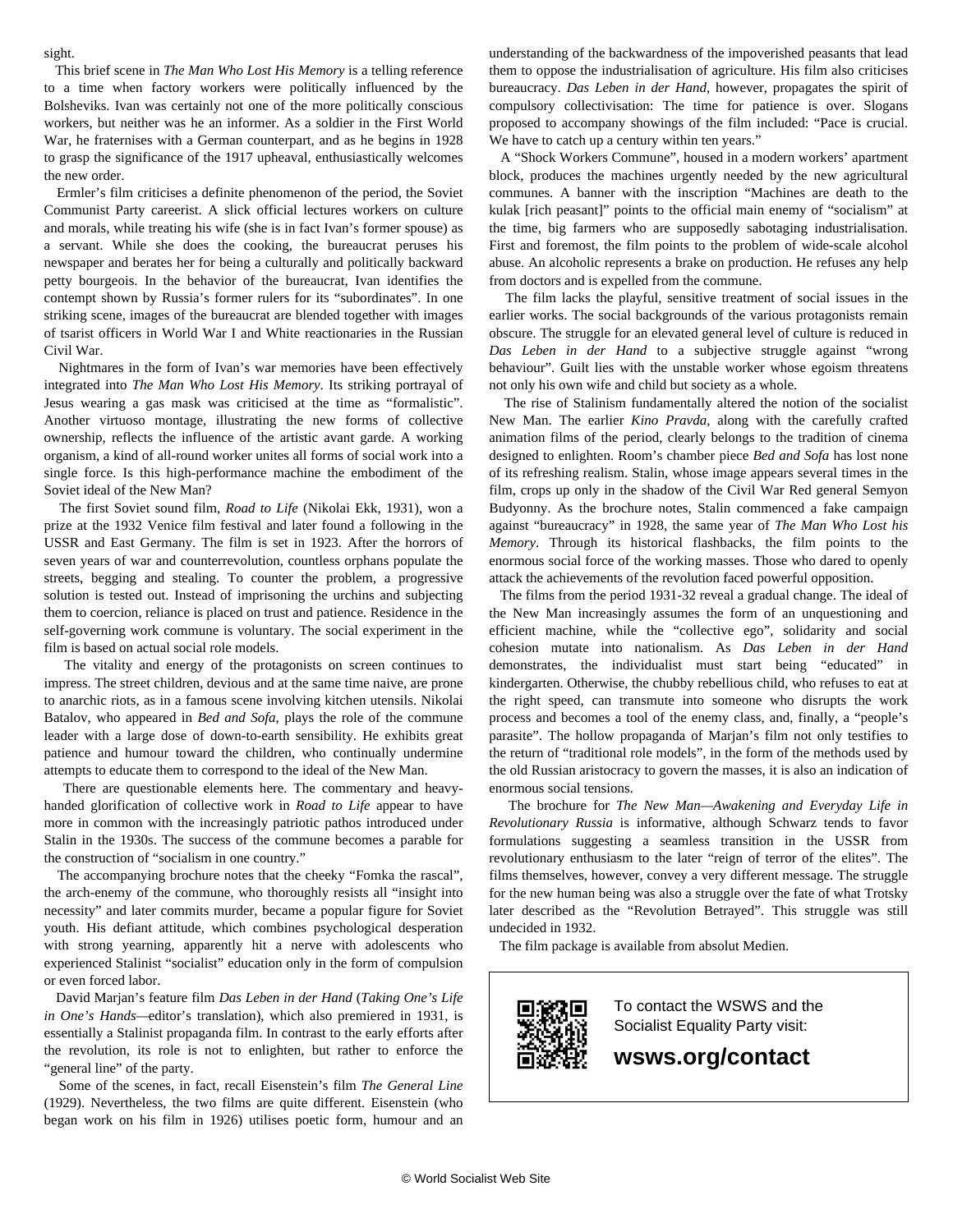sight.

This brief scene in *The Man Who Lost His Memory* is a telling reference to a time when factory workers were politically influenced by the Bolsheviks. Ivan was certainly not one of the more politically conscious workers, but neither was he an informer. As a soldier in the First World War, he fraternises with a German counterpart, and as he begins in 1928 to grasp the significance of the 1917 upheaval, enthusiastically welcomes the new order.

Ermler's film criticises a definite phenomenon of the period, the Soviet Communist Party careerist. A slick official lectures workers on culture and morals, while treating his wife (she is in fact Ivan's former spouse) as a servant. While she does the cooking, the bureaucrat peruses his newspaper and berates her for being a culturally and politically backward petty bourgeois. In the behavior of the bureaucrat, Ivan identifies the contempt shown by Russia's former rulers for its "subordinates". In one striking scene, images of the bureaucrat are blended together with images of tsarist officers in World War I and White reactionaries in the Russian Civil War.

Nightmares in the form of Ivan's war memories have been effectively integrated into *The Man Who Lost His Memory*. Its striking portrayal of Jesus wearing a gas mask was criticised at the time as "formalistic". Another virtuoso montage, illustrating the new forms of collective ownership, reflects the influence of the artistic avant garde. A working organism, a kind of all-round worker unites all forms of social work into a single force. Is this high-performance machine the embodiment of the Soviet ideal of the New Man?

The first Soviet sound film, *Road to Life* (Nikolai Ekk, 1931), won a prize at the 1932 Venice film festival and later found a following in the USSR and East Germany. The film is set in 1923. After the horrors of seven years of war and counterrevolution, countless orphans populate the streets, begging and stealing. To counter the problem, a progressive solution is tested out. Instead of imprisoning the urchins and subjecting them to coercion, reliance is placed on trust and patience. Residence in the self-governing work commune is voluntary. The social experiment in the film is based on actual social role models.

The vitality and energy of the protagonists on screen continues to impress. The street children, devious and at the same time naive, are prone to anarchic riots, as in a famous scene involving kitchen utensils. Nikolai Batalov, who appeared in *Bed and Sofa,* plays the role of the commune leader with a large dose of down-to-earth sensibility. He exhibits great patience and humour toward the children, who continually undermine attempts to educate them to correspond to the ideal of the New Man.

There are questionable elements here. The commentary and heavy-handed glorification of collective work in *Road to Life* appear to have more in common with the increasingly patriotic pathos introduced under Stalin in the 1930s. The success of the commune becomes a parable for the construction of "socialism in one country."

The accompanying brochure notes that the cheeky "Fomka the rascal", the arch-enemy of the commune, who thoroughly resists all "insight into necessity" and later commits murder, became a popular figure for Soviet youth. His defiant attitude, which combines psychological desperation with strong yearning, apparently hit a nerve with adolescents who experienced Stalinist "socialist" education only in the form of compulsion or even forced labor.

David Marjan's feature film *Das Leben in der Hand* (*Taking One's Life in One's Hands*—editor's translation), which also premiered in 1931, is essentially a Stalinist propaganda film. In contrast to the early efforts after the revolution, its role is not to enlighten, but rather to enforce the "general line" of the party.

Some of the scenes, in fact, recall Eisenstein's film *The General Line* (1929). Nevertheless, the two films are quite different. Eisenstein (who began work on his film in 1926) utilises poetic form, humour and an understanding of the backwardness of the impoverished peasants that lead them to oppose the industrialisation of agriculture. His film also criticises bureaucracy. *Das Leben in der Hand*, however, propagates the spirit of compulsory collectivisation: The time for patience is over. Slogans proposed to accompany showings of the film included: "Pace is crucial. We have to catch up a century within ten years."

A "Shock Workers Commune", housed in a modern workers' apartment block, produces the machines urgently needed by the new agricultural communes. A banner with the inscription "Machines are death to the kulak [rich peasant]" points to the official main enemy of "socialism" at the time, big farmers who are supposedly sabotaging industrialisation. First and foremost, the film points to the problem of wide-scale alcohol abuse. An alcoholic represents a brake on production. He refuses any help from doctors and is expelled from the commune.

The film lacks the playful, sensitive treatment of social issues in the earlier works. The social backgrounds of the various protagonists remain obscure. The struggle for an elevated general level of culture is reduced in *Das Leben in der Hand* to a subjective struggle against "wrong behaviour". Guilt lies with the unstable worker whose egoism threatens not only his own wife and child but society as a whole.

The rise of Stalinism fundamentally altered the notion of the socialist New Man. The earlier *Kino Pravda*, along with the carefully crafted animation films of the period, clearly belongs to the tradition of cinema designed to enlighten. Room's chamber piece *Bed and Sofa* has lost none of its refreshing realism. Stalin, whose image appears several times in the film, crops up only in the shadow of the Civil War Red general Semyon Budyonny. As the brochure notes, Stalin commenced a fake campaign against "bureaucracy" in 1928, the same year of *The Man Who Lost his Memory*. Through its historical flashbacks, the film points to the enormous social force of the working masses. Those who dared to openly attack the achievements of the revolution faced powerful opposition.

The films from the period 1931-32 reveal a gradual change. The ideal of the New Man increasingly assumes the form of an unquestioning and efficient machine, while the "collective ego", solidarity and social cohesion mutate into nationalism. As *Das Leben in der Hand* demonstrates, the individualist must start being "educated" in kindergarten. Otherwise, the chubby rebellious child, who refuses to eat at the right speed, can transmute into someone who disrupts the work process and becomes a tool of the enemy class, and, finally, a "people's parasite". The hollow propaganda of Marjan's film not only testifies to the return of "traditional role models", in the form of the methods used by the old Russian aristocracy to govern the masses, it is also an indication of enormous social tensions.

The brochure for *The New Man—Awakening and Everyday Life in Revolutionary Russia* is informative, although Schwarz tends to favor formulations suggesting a seamless transition in the USSR from revolutionary enthusiasm to the later "reign of terror of the elites". The films themselves, however, convey a very different message. The struggle for the new human being was also a struggle over the fate of what Trotsky later described as the "Revolution Betrayed". This struggle was still undecided in 1932.

The film package is available from absolut Medien.

To contact the WSWS and the Socialist Equality Party visit:

**wsws.org/contact**